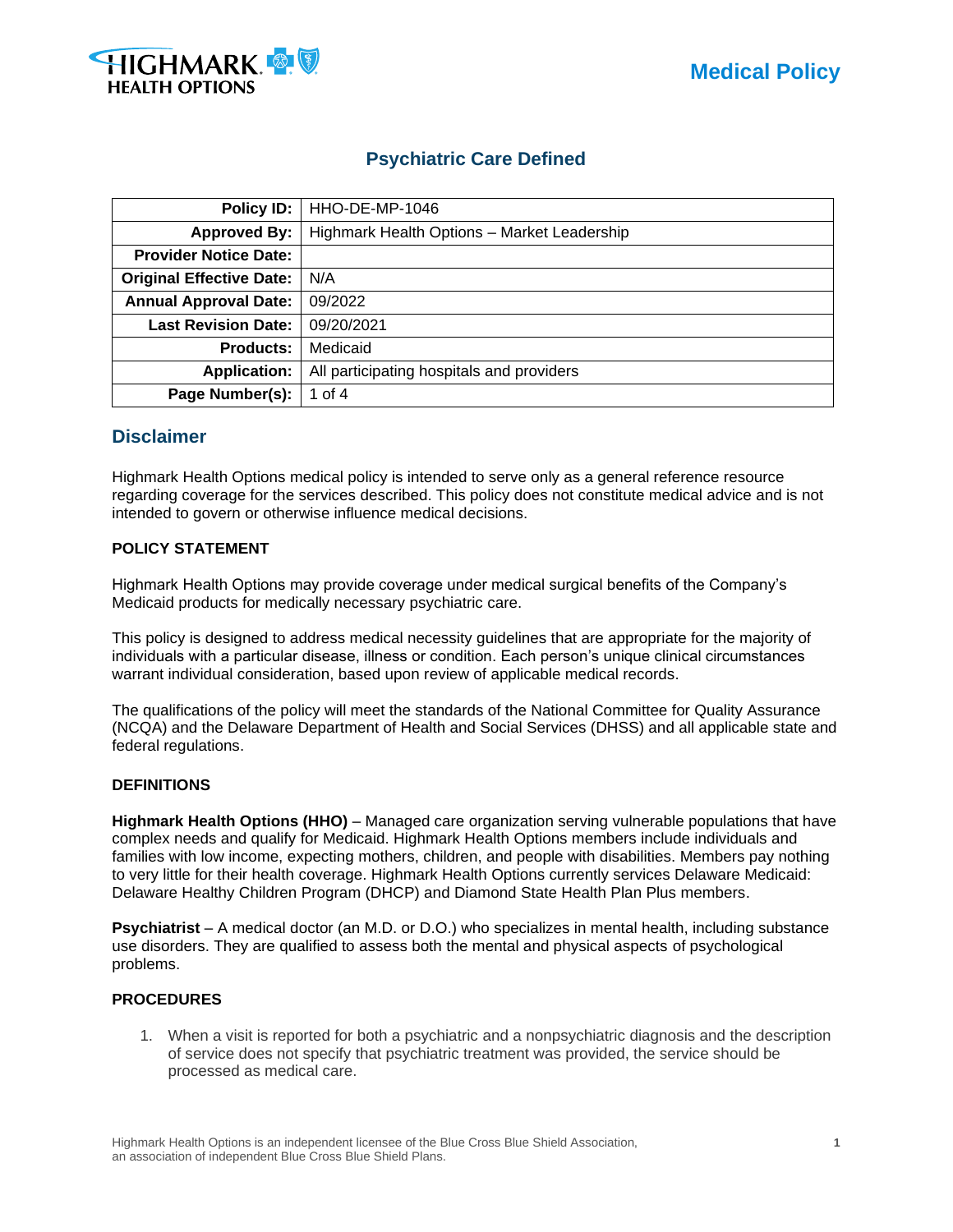Medical Policy

# Psychiatric Care Defined

| Policy ID: | HHO-DE-MP-1046 |
|---|---|
| Approved By: | Highmark Health Options – Market Leadership |
| Provider Notice Date: | |
| Original Effective Date: | N/A |
| Annual Approval Date: | 09/2022 |
| Last Revision Date: | 09/20/2021 |
| Products: | Medicaid |
| Application: | All participating hospitals and providers |
| Page Number(s): | 1 of 4 |

## Disclaimer

Highmark Health Options medical policy is intended to serve only as a general reference resource regarding coverage for the services described. This policy does not constitute medical advice and is not intended to govern or otherwise influence medical decisions.

**POLICY STATEMENT**

Highmark Health Options may provide coverage under medical surgical benefits of the Company's Medicaid products for medically necessary psychiatric care.

This policy is designed to address medical necessity guidelines that are appropriate for the majority of individuals with a particular disease, illness or condition. Each person's unique clinical circumstances warrant individual consideration, based upon review of applicable medical records.

The qualifications of the policy will meet the standards of the National Committee for Quality Assurance (NCQA) and the Delaware Department of Health and Social Services (DHSS) and all applicable state and federal regulations.

**DEFINITIONS**

**Highmark Health Options (HHO)** – Managed care organization serving vulnerable populations that have complex needs and qualify for Medicaid. Highmark Health Options members include individuals and families with low income, expecting mothers, children, and people with disabilities. Members pay nothing to very little for their health coverage. Highmark Health Options currently services Delaware Medicaid: Delaware Healthy Children Program (DHCP) and Diamond State Health Plan Plus members.

**Psychiatrist** – A medical doctor (an M.D. or D.O.) who specializes in mental health, including substance use disorders. They are qualified to assess both the mental and physical aspects of psychological problems.

**PROCEDURES**

1. When a visit is reported for both a psychiatric and a nonpsychiatric diagnosis and the description of service does not specify that psychiatric treatment was provided, the service should be processed as medical care.

Highmark Health Options is an independent licensee of the Blue Cross Blue Shield Association, an association of independent Blue Cross Blue Shield Plans.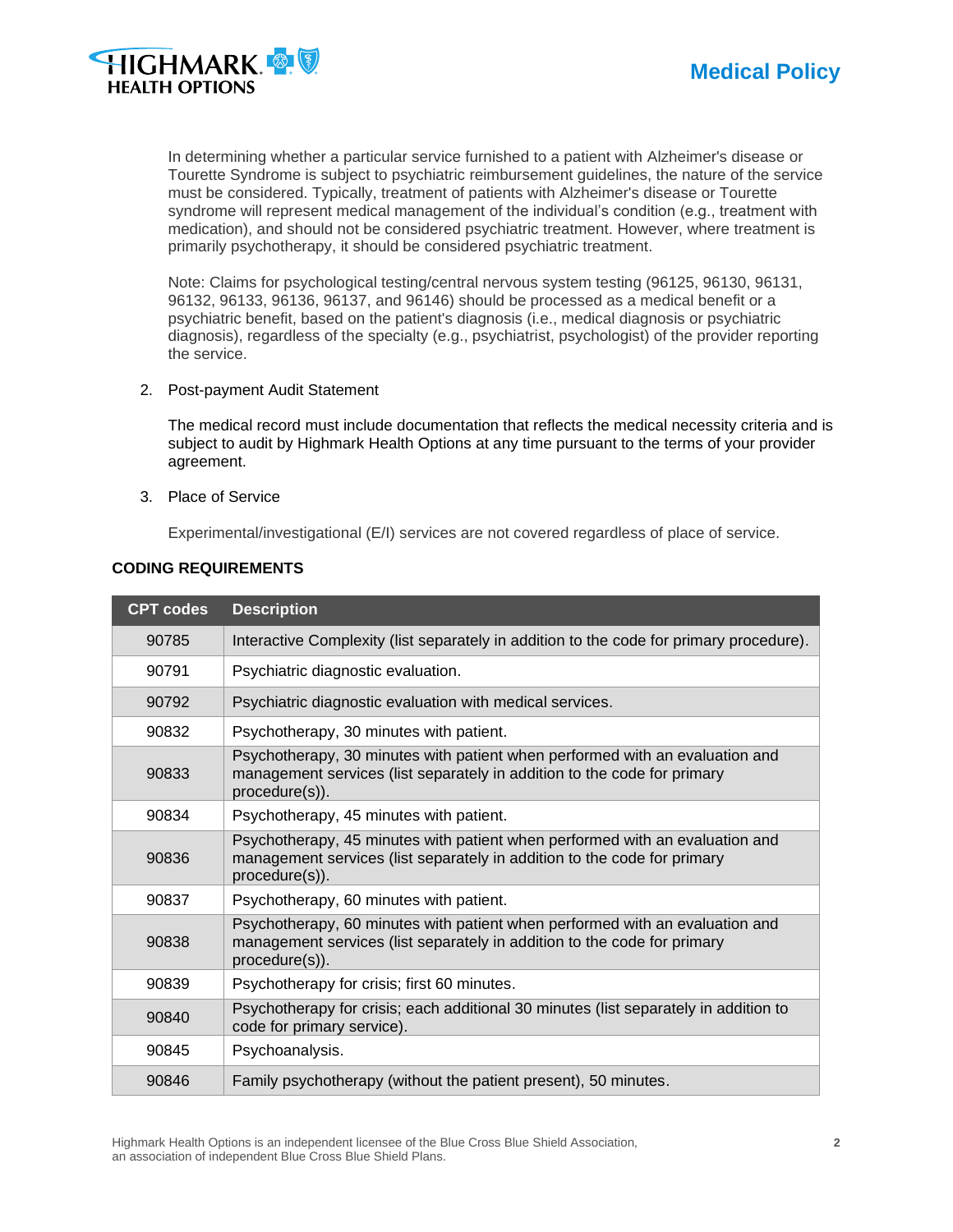In determining whether a particular service furnished to a patient with Alzheimer's disease or Tourette Syndrome is subject to psychiatric reimbursement guidelines, the nature of the service must be considered. Typically, treatment of patients with Alzheimer's disease or Tourette syndrome will represent medical management of the individual's condition (e.g., treatment with medication), and should not be considered psychiatric treatment. However, where treatment is primarily psychotherapy, it should be considered psychiatric treatment.

Note: Claims for psychological testing/central nervous system testing (96125, 96130, 96131, 96132, 96133, 96136, 96137, and 96146) should be processed as a medical benefit or a psychiatric benefit, based on the patient's diagnosis (i.e., medical diagnosis or psychiatric diagnosis), regardless of the specialty (e.g., psychiatrist, psychologist) of the provider reporting the service.

2. Post-payment Audit Statement

   The medical record must include documentation that reflects the medical necessity criteria and is subject to audit by Highmark Health Options at any time pursuant to the terms of your provider agreement.

3. Place of Service

   Experimental/investigational (E/I) services are not covered regardless of place of service.

**CODING REQUIREMENTS**

| CPT codes | Description |
|---|---|
| 90785 | Interactive Complexity (list separately in addition to the code for primary procedure). |
| 90791 | Psychiatric diagnostic evaluation. |
| 90792 | Psychiatric diagnostic evaluation with medical services. |
| 90832 | Psychotherapy, 30 minutes with patient. |
| 90833 | Psychotherapy, 30 minutes with patient when performed with an evaluation and management services (list separately in addition to the code for primary procedure(s)). |
| 90834 | Psychotherapy, 45 minutes with patient. |
| 90836 | Psychotherapy, 45 minutes with patient when performed with an evaluation and management services (list separately in addition to the code for primary procedure(s)). |
| 90837 | Psychotherapy, 60 minutes with patient. |
| 90838 | Psychotherapy, 60 minutes with patient when performed with an evaluation and management services (list separately in addition to the code for primary procedure(s)). |
| 90839 | Psychotherapy for crisis; first 60 minutes. |
| 90840 | Psychotherapy for crisis; each additional 30 minutes (list separately in addition to code for primary service). |
| 90845 | Psychoanalysis. |
| 90846 | Family psychotherapy (without the patient present), 50 minutes. |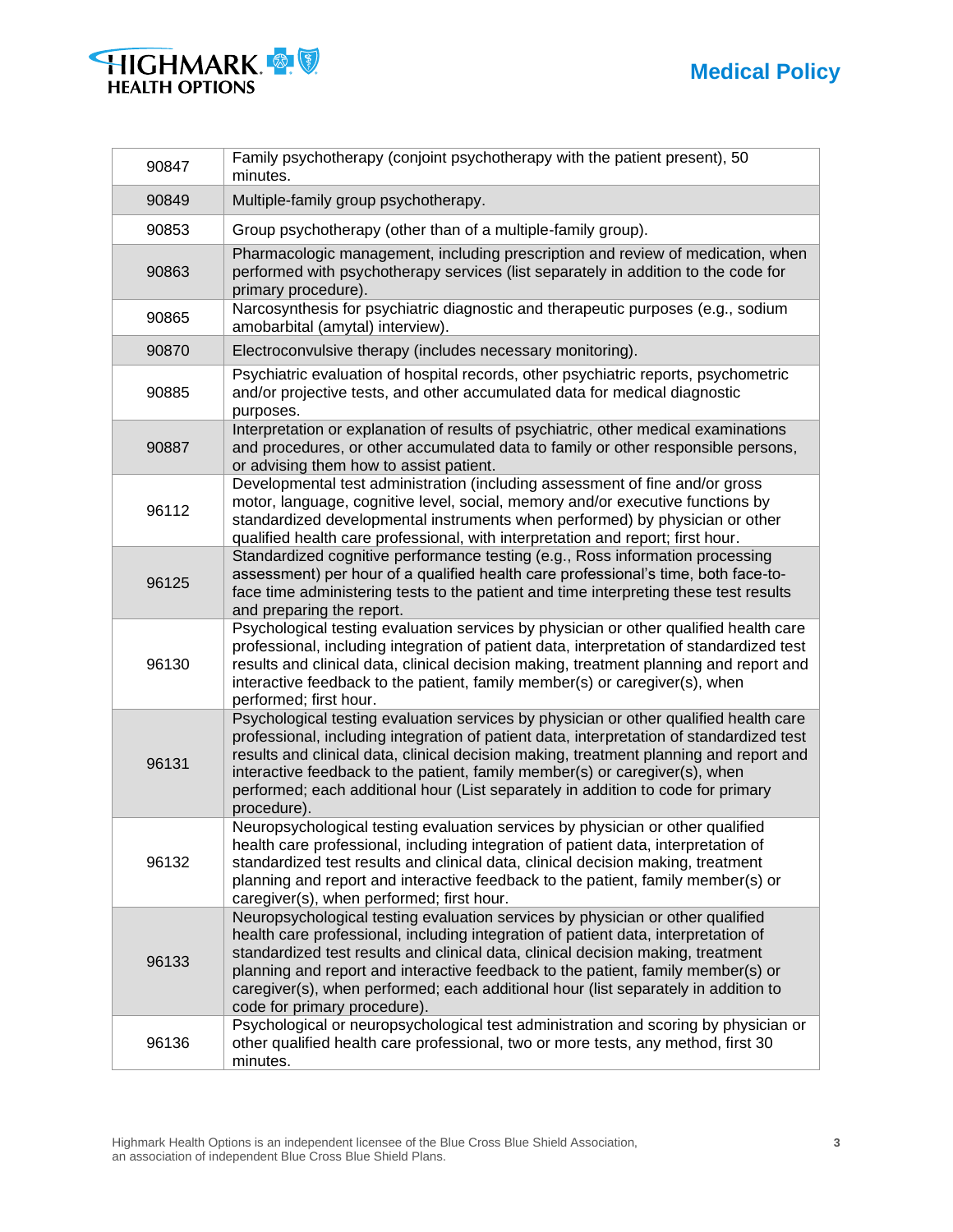| | |
|---|---|
| 90847 | Family psychotherapy (conjoint psychotherapy with the patient present), 50 minutes. |
| 90849 | Multiple-family group psychotherapy. |
| 90853 | Group psychotherapy (other than of a multiple-family group). |
| 90863 | Pharmacologic management, including prescription and review of medication, when performed with psychotherapy services (list separately in addition to the code for primary procedure). |
| 90865 | Narcosynthesis for psychiatric diagnostic and therapeutic purposes (e.g., sodium amobarbital (amytal) interview). |
| 90870 | Electroconvulsive therapy (includes necessary monitoring). |
| 90885 | Psychiatric evaluation of hospital records, other psychiatric reports, psychometric and/or projective tests, and other accumulated data for medical diagnostic purposes. |
| 90887 | Interpretation or explanation of results of psychiatric, other medical examinations and procedures, or other accumulated data to family or other responsible persons, or advising them how to assist patient. |
| 96112 | Developmental test administration (including assessment of fine and/or gross motor, language, cognitive level, social, memory and/or executive functions by standardized developmental instruments when performed) by physician or other qualified health care professional, with interpretation and report; first hour. |
| 96125 | Standardized cognitive performance testing (e.g., Ross information processing assessment) per hour of a qualified health care professional's time, both face-to-face time administering tests to the patient and time interpreting these test results and preparing the report. |
| 96130 | Psychological testing evaluation services by physician or other qualified health care professional, including integration of patient data, interpretation of standardized test results and clinical data, clinical decision making, treatment planning and report and interactive feedback to the patient, family member(s) or caregiver(s), when performed; first hour. |
| 96131 | Psychological testing evaluation services by physician or other qualified health care professional, including integration of patient data, interpretation of standardized test results and clinical data, clinical decision making, treatment planning and report and interactive feedback to the patient, family member(s) or caregiver(s), when performed; each additional hour (List separately in addition to code for primary procedure). |
| 96132 | Neuropsychological testing evaluation services by physician or other qualified health care professional, including integration of patient data, interpretation of standardized test results and clinical data, clinical decision making, treatment planning and report and interactive feedback to the patient, family member(s) or caregiver(s), when performed; first hour. |
| 96133 | Neuropsychological testing evaluation services by physician or other qualified health care professional, including integration of patient data, interpretation of standardized test results and clinical data, clinical decision making, treatment planning and report and interactive feedback to the patient, family member(s) or caregiver(s), when performed; each additional hour (list separately in addition to code for primary procedure). |
| 96136 | Psychological or neuropsychological test administration and scoring by physician or other qualified health care professional, two or more tests, any method, first 30 minutes. |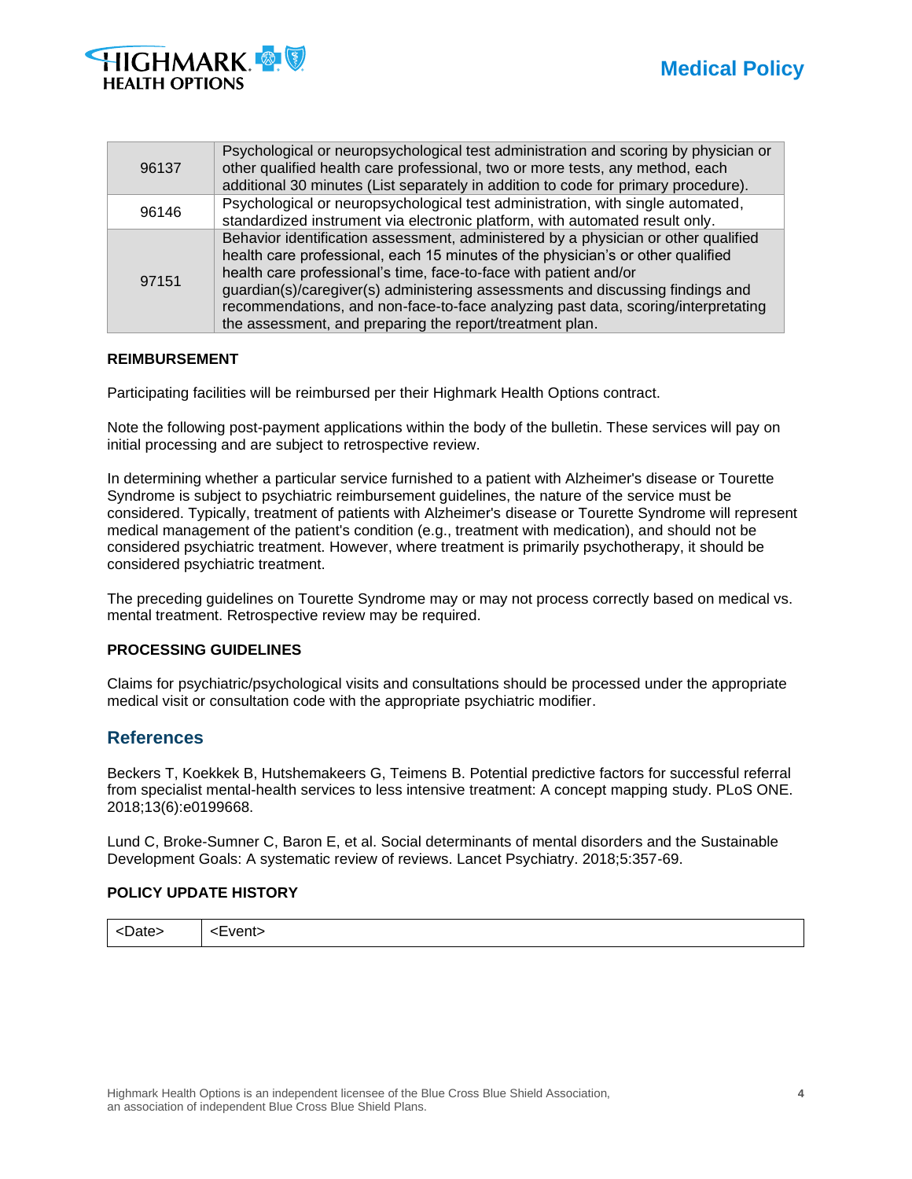| | |
|---|---|
| 96137 | Psychological or neuropsychological test administration and scoring by physician or other qualified health care professional, two or more tests, any method, each additional 30 minutes (List separately in addition to code for primary procedure). |
| 96146 | Psychological or neuropsychological test administration, with single automated, standardized instrument via electronic platform, with automated result only. |
| 97151 | Behavior identification assessment, administered by a physician or other qualified health care professional, each 15 minutes of the physician's or other qualified health care professional's time, face-to-face with patient and/or guardian(s)/caregiver(s) administering assessments and discussing findings and recommendations, and non-face-to-face analyzing past data, scoring/interpreting the assessment, and preparing the report/treatment plan. |

**REIMBURSEMENT**

Participating facilities will be reimbursed per their Highmark Health Options contract.

Note the following post-payment applications within the body of the bulletin. These services will pay on initial processing and are subject to retrospective review.

In determining whether a particular service furnished to a patient with Alzheimer's disease or Tourette Syndrome is subject to psychiatric reimbursement guidelines, the nature of the service must be considered. Typically, treatment of patients with Alzheimer's disease or Tourette Syndrome will represent medical management of the patient's condition (e.g., treatment with medication), and should not be considered psychiatric treatment. However, where treatment is primarily psychotherapy, it should be considered psychiatric treatment.

The preceding guidelines on Tourette Syndrome may or may not process correctly based on medical vs. mental treatment. Retrospective review may be required.

**PROCESSING GUIDELINES**

Claims for psychiatric/psychological visits and consultations should be processed under the appropriate medical visit or consultation code with the appropriate psychiatric modifier.

## References

Beckers T, Koekkek B, Hutshemakeers G, Teimens B. Potential predictive factors for successful referral from specialist mental-health services to less intensive treatment: A concept mapping study. PLoS ONE. 2018;13(6):e0199668.

Lund C, Broke-Sumner C, Baron E, et al. Social determinants of mental disorders and the Sustainable Development Goals: A systematic review of reviews. Lancet Psychiatry. 2018;5:357-69.

**POLICY UPDATE HISTORY**

| | |
|---|---|
| <Date> | <Event> |

Highmark Health Options is an independent licensee of the Blue Cross Blue Shield Association, an association of independent Blue Cross Blue Shield Plans.